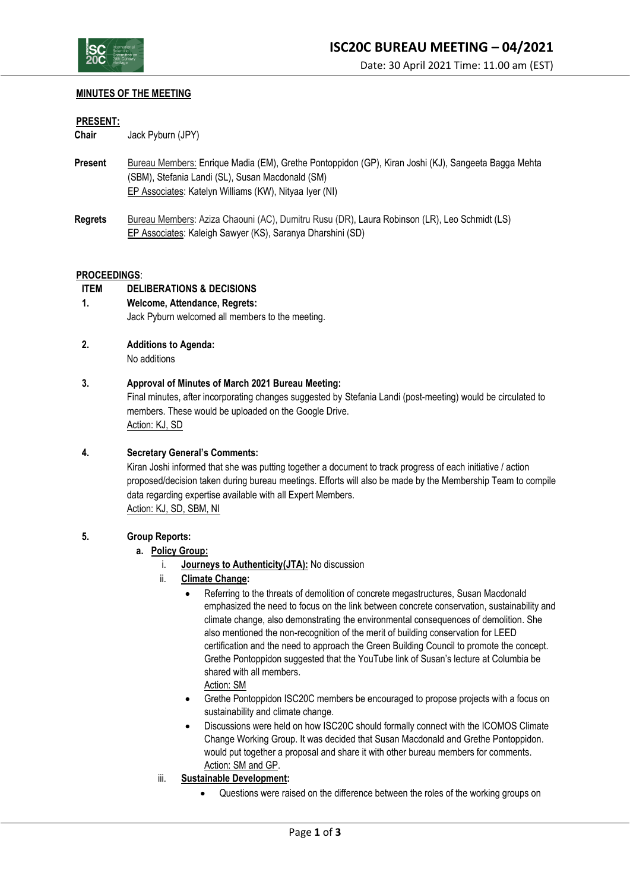# ISC20C BUREAU MEETING – 04/2021

Date: 30 April 2021 Time: 11.00 am (EST)

## MINUTES OF THE MEETING

**PRESENT:**

**Chair** Jack Pyburn (JPY)

**Present** Bureau Members: Enrique Madia (EM), Grethe Pontoppidon (GP), Kiran Joshi (KJ), Sangeeta Bagga Mehta (SBM), Stefania Landi (SL), Susan Macdonald (SM)
EP Associates: Katelyn Williams (KW), Nityaa Iyer (NI)

**Regrets** Bureau Members: Aziza Chaouni (AC), Dumitru Rusu (DR), Laura Robinson (LR), Leo Schmidt (LS)
EP Associates: Kaleigh Sawyer (KS), Saranya Dharshini (SD)

**PROCEEDINGS**:

**ITEM DELIBERATIONS & DECISIONS**

**1. Welcome, Attendance, Regrets:**

Jack Pyburn welcomed all members to the meeting.

**2. Additions to Agenda:**

No additions

**3. Approval of Minutes of March 2021 Bureau Meeting:**

Final minutes, after incorporating changes suggested by Stefania Landi (post-meeting) would be circulated to members. These would be uploaded on the Google Drive.
Action: KJ, SD

**4. Secretary General's Comments:**

Kiran Joshi informed that she was putting together a document to track progress of each initiative / action proposed/decision taken during bureau meetings. Efforts will also be made by the Membership Team to compile data regarding expertise available with all Expert Members.
Action: KJ, SD, SBM, NI

**5. Group Reports:**

a. **Policy Group:**

i. **Journeys to Authenticity(JTA):** No discussion

ii. **Climate Change:**

- Referring to the threats of demolition of concrete megastructures, Susan Macdonald emphasized the need to focus on the link between concrete conservation, sustainability and climate change, also demonstrating the environmental consequences of demolition. She also mentioned the non-recognition of the merit of building conservation for LEED certification and the need to approach the Green Building Council to promote the concept. Grethe Pontoppidon suggested that the YouTube link of Susan's lecture at Columbia be shared with all members.
  Action: SM
- Grethe Pontoppidon ISC20C members be encouraged to propose projects with a focus on sustainability and climate change.
- Discussions were held on how ISC20C should formally connect with the ICOMOS Climate Change Working Group. It was decided that Susan Macdonald and Grethe Pontoppidon. would put together a proposal and share it with other bureau members for comments.
  Action: SM and GP.

iii. **Sustainable Development:**

- Questions were raised on the difference between the roles of the working groups on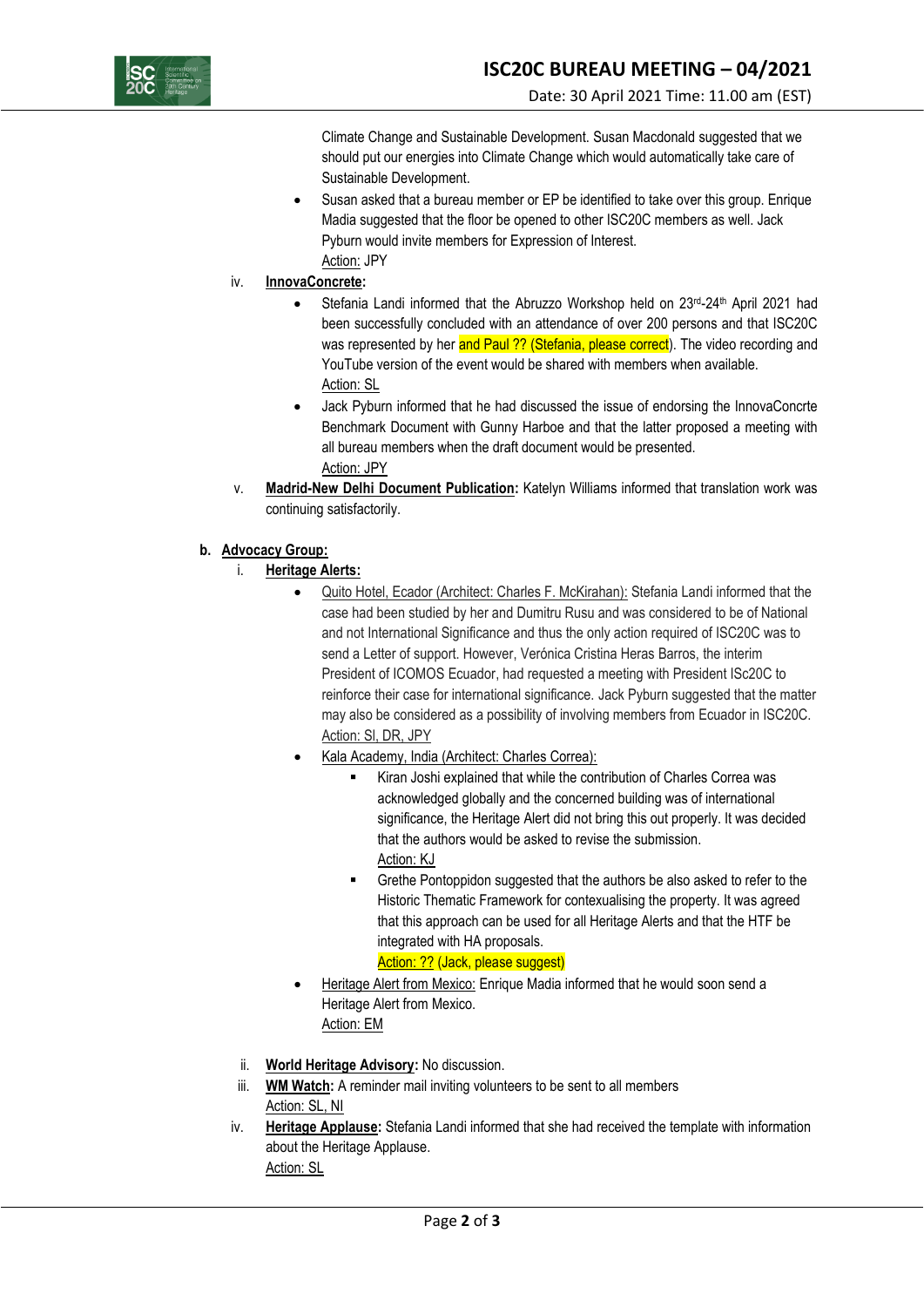Climate Change and Sustainable Development. Susan Macdonald suggested that we should put our energies into Climate Change which would automatically take care of Sustainable Development.

- Susan asked that a bureau member or EP be identified to take over this group. Enrique Madia suggested that the floor be opened to other ISC20C members as well. Jack Pyburn would invite members for Expression of Interest.
  Action: JPY

iv. **InnovaConcrete:**

- Stefania Landi informed that the Abruzzo Workshop held on 23rd-24th April 2021 had been successfully concluded with an attendance of over 200 persons and that ISC20C was represented by her and Paul ?? (Stefania, please correct). The video recording and YouTube version of the event would be shared with members when available.
  Action: SL
- Jack Pyburn informed that he had discussed the issue of endorsing the InnovaConcrte Benchmark Document with Gunny Harboe and that the latter proposed a meeting with all bureau members when the draft document would be presented.
  Action: JPY

v. **Madrid-New Delhi Document Publication:** Katelyn Williams informed that translation work was continuing satisfactorily.

**b. Advocacy Group:**

i. **Heritage Alerts:**

- Quito Hotel, Ecador (Architect: Charles F. McKirahan): Stefania Landi informed that the case had been studied by her and Dumitru Rusu and was considered to be of National and not International Significance and thus the only action required of ISC20C was to send a Letter of support. However, Verónica Cristina Heras Barros, the interim President of ICOMOS Ecuador, had requested a meeting with President ISc20C to reinforce their case for international significance. Jack Pyburn suggested that the matter may also be considered as a possibility of involving members from Ecuador in ISC20C.
  Action: Sl, DR, JPY
- Kala Academy, India (Architect: Charles Correa):
  - Kiran Joshi explained that while the contribution of Charles Correa was acknowledged globally and the concerned building was of international significance, the Heritage Alert did not bring this out properly. It was decided that the authors would be asked to revise the submission.
    Action: KJ
  - Grethe Pontoppidon suggested that the authors be also asked to refer to the Historic Thematic Framework for contexualising the property. It was agreed that this approach can be used for all Heritage Alerts and that the HTF be integrated with HA proposals.
    Action: ?? (Jack, please suggest)
- Heritage Alert from Mexico: Enrique Madia informed that he would soon send a Heritage Alert from Mexico.
  Action: EM

ii. **World Heritage Advisory:** No discussion.

iii. **WM Watch:** A reminder mail inviting volunteers to be sent to all members
Action: SL, NI

iv. **Heritage Applause:** Stefania Landi informed that she had received the template with information about the Heritage Applause.
Action: SL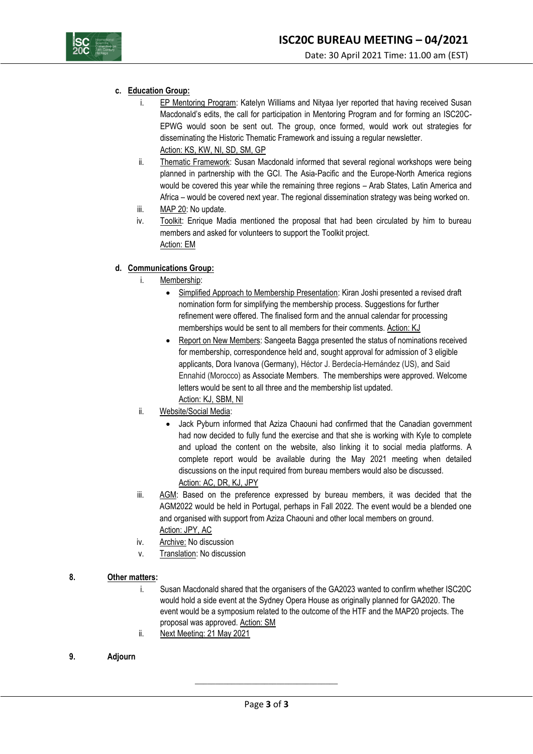**c. Education Group:**

i. EP Mentoring Program: Katelyn Williams and Nityaa Iyer reported that having received Susan Macdonald's edits, the call for participation in Mentoring Program and for forming an ISC20C-EPWG would soon be sent out. The group, once formed, would work out strategies for disseminating the Historic Thematic Framework and issuing a regular newsletter.
Action: KS, KW, NI, SD, SM, GP

ii. Thematic Framework: Susan Macdonald informed that several regional workshops were being planned in partnership with the GCI. The Asia-Pacific and the Europe-North America regions would be covered this year while the remaining three regions – Arab States, Latin America and Africa – would be covered next year. The regional dissemination strategy was being worked on.

iii. MAP 20: No update.

iv. Toolkit: Enrique Madia mentioned the proposal that had been circulated by him to bureau members and asked for volunteers to support the Toolkit project.
Action: EM

**d. Communications Group:**

i. Membership:

- Simplified Approach to Membership Presentation: Kiran Joshi presented a revised draft nomination form for simplifying the membership process. Suggestions for further refinement were offered. The finalised form and the annual calendar for processing memberships would be sent to all members for their comments. Action: KJ
- Report on New Members: Sangeeta Bagga presented the status of nominations received for membership, correspondence held and, sought approval for admission of 3 eligible applicants, Dora Ivanova (Germany), Héctor J. Berdecía-Hernández (US), and Said Ennahid (Morocco) as Associate Members. The memberships were approved. Welcome letters would be sent to all three and the membership list updated.
Action: KJ, SBM, NI

ii. Website/Social Media:

- Jack Pyburn informed that Aziza Chaouni had confirmed that the Canadian government had now decided to fully fund the exercise and that she is working with Kyle to complete and upload the content on the website, also linking it to social media platforms. A complete report would be available during the May 2021 meeting when detailed discussions on the input required from bureau members would also be discussed.
Action: AC, DR, KJ, JPY

iii. AGM: Based on the preference expressed by bureau members, it was decided that the AGM2022 would be held in Portugal, perhaps in Fall 2022. The event would be a blended one and organised with support from Aziza Chaouni and other local members on ground.
Action: JPY, AC

iv. Archive: No discussion

v. Translation: No discussion

**8. Other matters:**

i. Susan Macdonald shared that the organisers of the GA2023 wanted to confirm whether ISC20C would hold a side event at the Sydney Opera House as originally planned for GA2020. The event would be a symposium related to the outcome of the HTF and the MAP20 projects. The proposal was approved. Action: SM

ii. Next Meeting: 21 May 2021

**9. Adjourn**